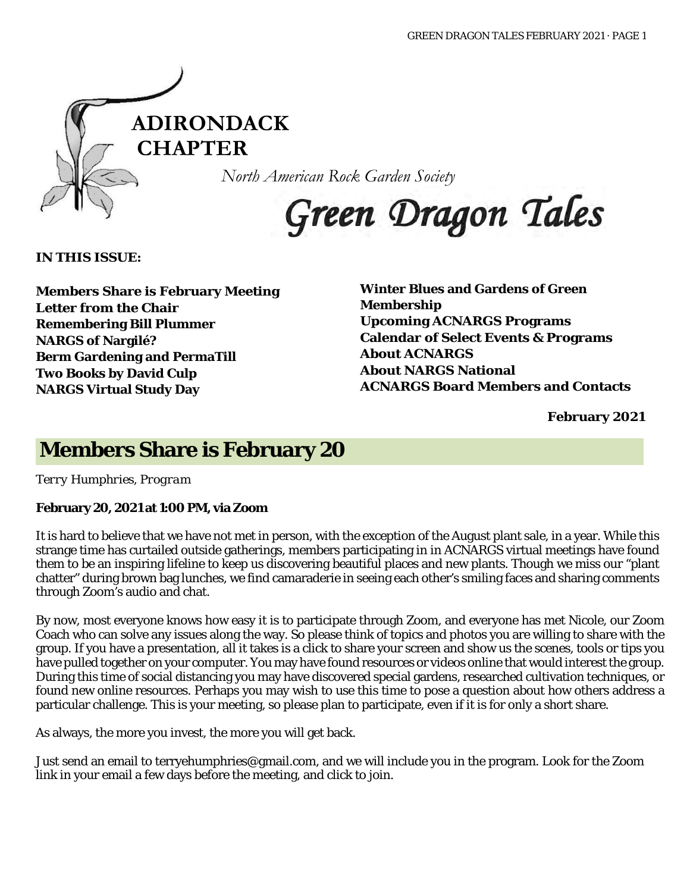# ADIRONDACK CHAPTER

*North American Rock Garden Society*

# Green Dragon Tales

**IN THIS ISSUE:**

**Members Share is February Meeting**
**Letter from the Chair**
**Remembering Bill Plummer**
**NARGS of Nargilé?**
**Berm Gardening and PermaTill**
**Two Books by David Culp**
**NARGS Virtual Study Day**
**Winter Blues and Gardens of Green**
**Membership**
**Upcoming ACNARGS Programs**
**Calendar of Select Events & Programs**
**About ACNARGS**
**About NARGS National**
**ACNARGS Board Members and Contacts**

**February 2021**

## Members Share is February 20

*Terry Humphries, Program*

**February 20, 2021 at 1:00 PM, via Zoom**

It is hard to believe that we have not met in person, with the exception of the August plant sale, in a year. While this strange time has curtailed outside gatherings, members participating in in ACNARGS virtual meetings have found them to be an inspiring lifeline to keep us discovering beautiful places and new plants. Though we miss our "plant chatter" during brown bag lunches, we find camaraderie in seeing each other's smiling faces and sharing comments through Zoom's audio and chat.

By now, most everyone knows how easy it is to participate through Zoom, and everyone has met Nicole, our Zoom Coach who can solve any issues along the way. So please think of topics and photos you are willing to share with the group. If you have a presentation, all it takes is a click to share your screen and show us the scenes, tools or tips you have pulled together on your computer. You may have found resources or videos online that would interest the group. During this time of social distancing you may have discovered special gardens, researched cultivation techniques, or found new online resources. Perhaps you may wish to use this time to pose a question about how others address a particular challenge. This is your meeting, so please plan to participate, even if it is for only a short share.

As always, the more you invest, the more you will get back.

Just send an email to terryehumphries@gmail.com, and we will include you in the program. Look for the Zoom link in your email a few days before the meeting, and click to join.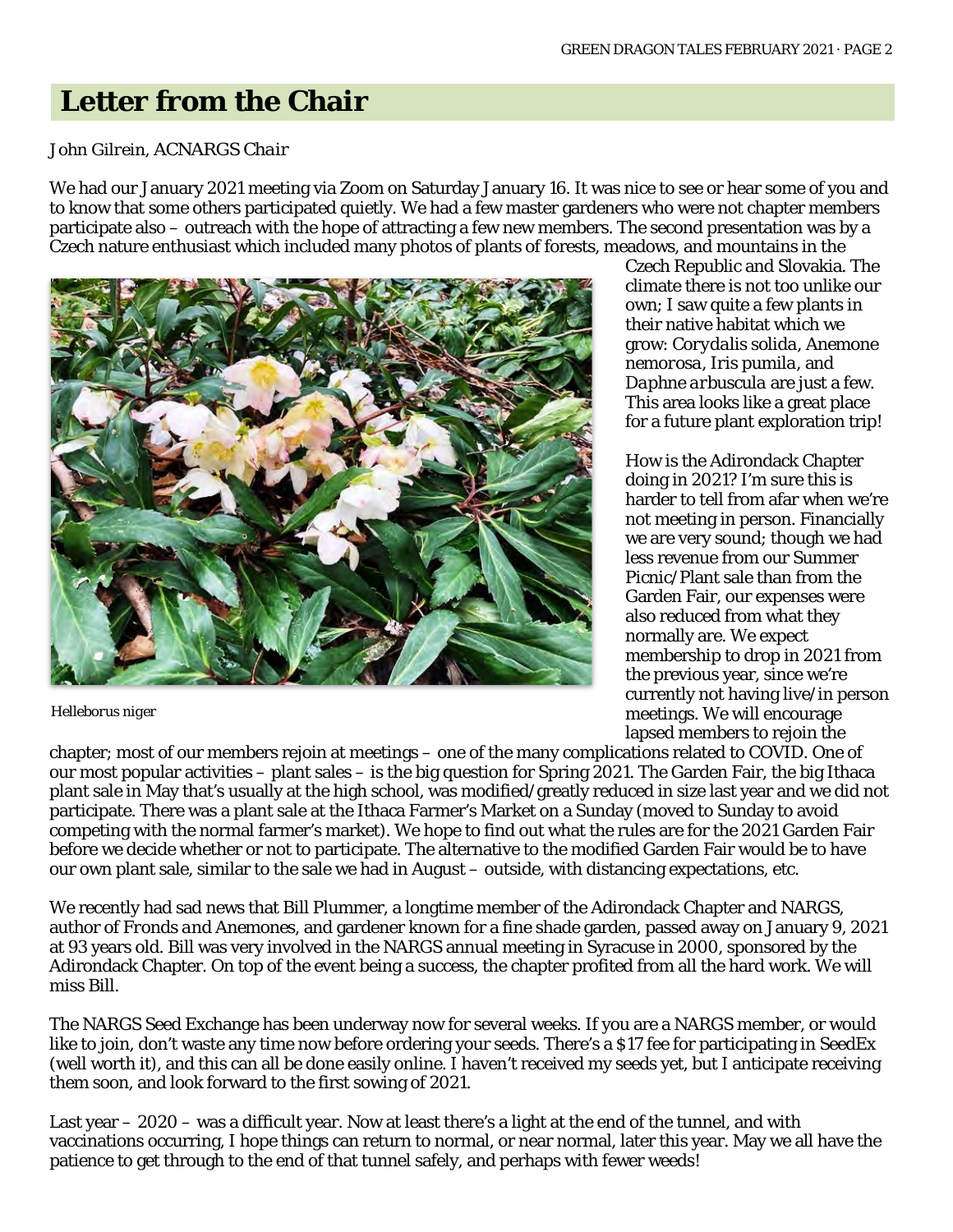## Letter from the Chair

*John Gilrein, ACNARGS Chair*

We had our January 2021 meeting via Zoom on Saturday January 16. It was nice to see or hear some of you and to know that some others participated quietly. We had a few master gardeners who were not chapter members participate also – outreach with the hope of attracting a few new members. The second presentation was by a Czech nature enthusiast which included many photos of plants of forests, meadows, and mountains in the Czech Republic and Slovakia. The climate there is not too unlike our own; I saw quite a few plants in their native habitat which we grow: *Corydalis solida*, *Anemone nemorosa*, *Iris pumila*, and *Daphne arbuscula* are just a few. This area looks like a great place for a future plant exploration trip!

*Helleborus niger*

How is the Adirondack Chapter doing in 2021? I'm sure this is harder to tell from afar when we're not meeting in person. Financially we are very sound; though we had less revenue from our Summer Picnic/Plant sale than from the Garden Fair, our expenses were also reduced from what they normally are. We expect membership to drop in 2021 from the previous year, since we're currently not having live/in person meetings. We will encourage lapsed members to rejoin the chapter; most of our members rejoin at meetings – one of the many complications related to COVID. One of our most popular activities – plant sales – is the big question for Spring 2021. The Garden Fair, the big Ithaca plant sale in May that's usually at the high school, was modified/greatly reduced in size last year and we did not participate. There was a plant sale at the Ithaca Farmer's Market on a Sunday (moved to Sunday to avoid competing with the normal farmer's market). We hope to find out what the rules are for the 2021 Garden Fair before we decide whether or not to participate. The alternative to the modified Garden Fair would be to have our own plant sale, similar to the sale we had in August – outside, with distancing expectations, etc.

We recently had sad news that Bill Plummer, a longtime member of the Adirondack Chapter and NARGS, author of *Fronds and Anemones*, and gardener known for a fine shade garden, passed away on January 9, 2021 at 93 years old. Bill was very involved in the NARGS annual meeting in Syracuse in 2000, sponsored by the Adirondack Chapter. On top of the event being a success, the chapter profited from all the hard work. We will miss Bill.

The NARGS Seed Exchange has been underway now for several weeks. If you are a NARGS member, or would like to join, don't waste any time now before ordering your seeds. There's a $17 fee for participating in SeedEx (well worth it), and this can all be done easily online. I haven't received my seeds yet, but I anticipate receiving them soon, and look forward to the first sowing of 2021.

Last year – 2020 – was a difficult year. Now at least there's a light at the end of the tunnel, and with vaccinations occurring, I hope things can return to normal, or near normal, later this year. May we all have the patience to get through to the end of that tunnel safely, and perhaps with fewer weeds!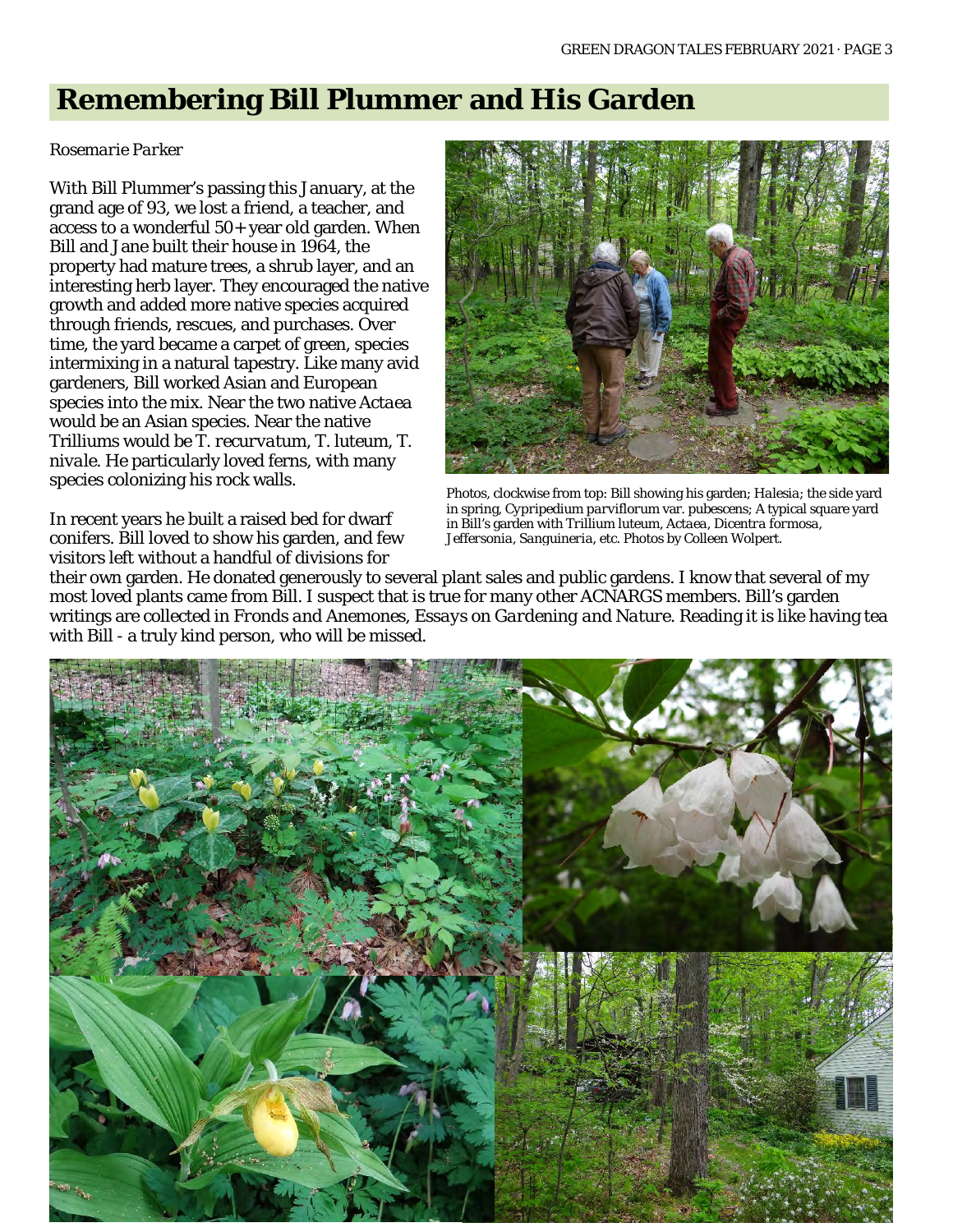# Remembering Bill Plummer and His Garden

*Rosemarie Parker*

With Bill Plummer's passing this January, at the grand age of 93, we lost a friend, a teacher, and access to a wonderful 50+ year old garden. When Bill and Jane built their house in 1964, the property had mature trees, a shrub layer, and an interesting herb layer. They encouraged the native growth and added more native species acquired through friends, rescues, and purchases. Over time, the yard became a carpet of green, species intermixing in a natural tapestry. Like many avid gardeners, Bill worked Asian and European species into the mix. Near the two native *Actaea* would be an Asian species. Near the native Trilliums would be *T. recurvatum*, *T. luteum*, *T. nivale*. He particularly loved ferns, with many species colonizing his rock walls.

In recent years he built a raised bed for dwarf conifers. Bill loved to show his garden, and few visitors left without a handful of divisions for their own garden. He donated generously to several plant sales and public gardens. I know that several of my most loved plants came from Bill. I suspect that is true for many other ACNARGS members. Bill's garden writings are collected in *Fronds and Anemones, Essays on Gardening and Nature*. Reading it is like having tea with Bill - a truly kind person, who will be missed.

Photos, clockwise from top: Bill showing his garden; *Halesia*; the side yard in spring, *Cypripedium parviflorum* var. *pubescens*; A typical square yard in Bill's garden with *Trillium luteum*, *Actaea*, *Dicentra formosa*, *Jeffersonia*, *Sanguineria*, etc. Photos by Colleen Wolpert.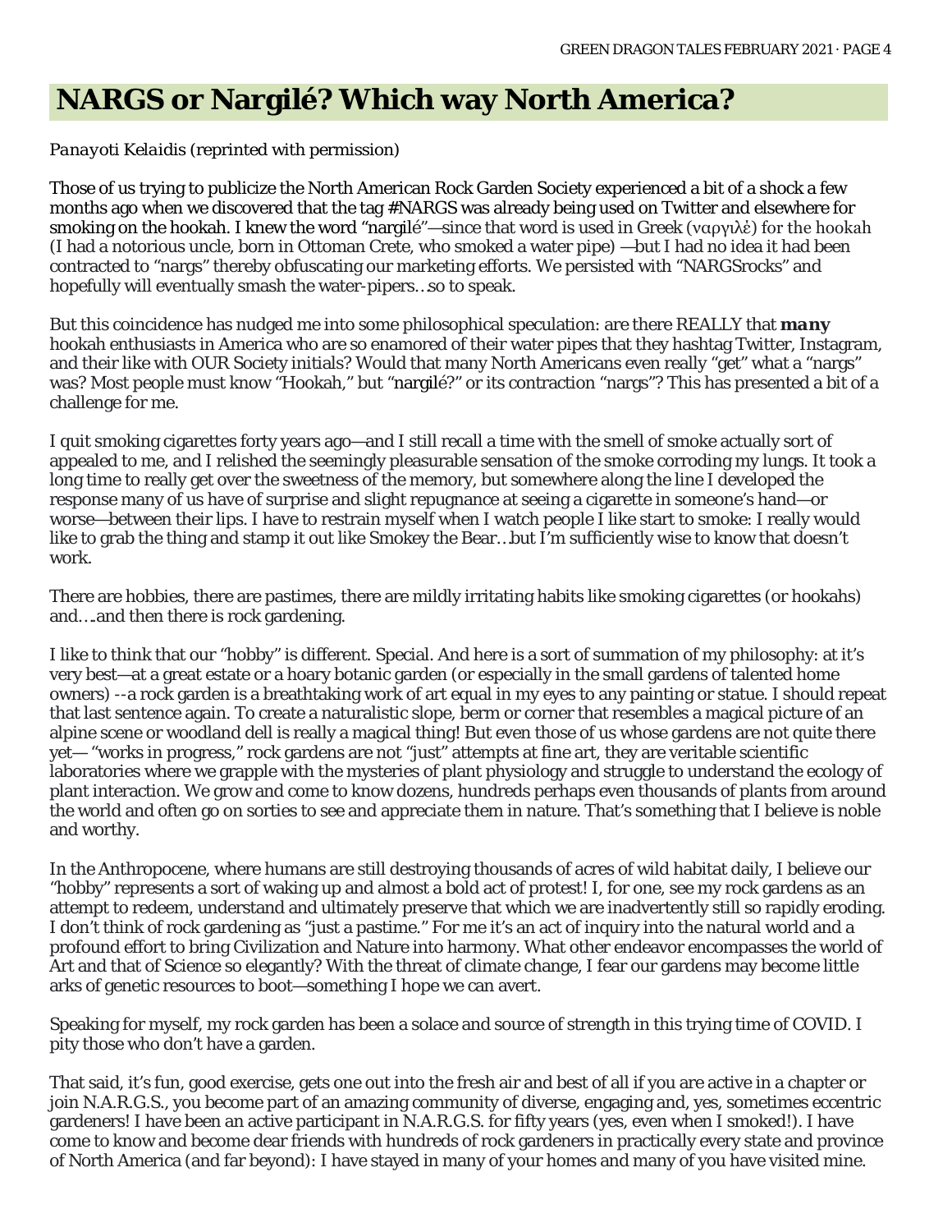# NARGS or Nargilé? Which way North America?

*Panayoti Kelaidis* (reprinted with permission)

Those of us trying to publicize the North American Rock Garden Society experienced a bit of a shock a few months ago when we discovered that the tag #NARGS was already being used on Twitter and elsewhere for smoking on the hookah. I knew the word "nargilé"—since that word is used in Greek (ναργιλέ) for the hookah (I had a notorious uncle, born in Ottoman Crete, who smoked a water pipe) —but I had no idea it had been contracted to "nargs" thereby obfuscating our marketing efforts. We persisted with "NARGSrocks" and hopefully will eventually smash the water-pipers…so to speak.

But this coincidence has nudged me into some philosophical speculation: are there REALLY that ***many*** hookah enthusiasts in America who are so enamored of their water pipes that they hashtag Twitter, Instagram, and their like with OUR Society initials? Would that many North Americans even really "get" what a "nargs" was? Most people must know "Hookah," but "nargilé?" or its contraction "nargs"? This has presented a bit of a challenge for me.

I quit smoking cigarettes forty years ago—and I still recall a time with the smell of smoke actually sort of appealed to me, and I relished the seemingly pleasurable sensation of the smoke corroding my lungs. It took a long time to really get over the sweetness of the memory, but somewhere along the line I developed the response many of us have of surprise and slight repugnance at seeing a cigarette in someone's hand—or worse—between their lips. I have to restrain myself when I watch people I like start to smoke: I really would like to grab the thing and stamp it out like Smokey the Bear…but I'm sufficiently wise to know that doesn't work.

There are hobbies, there are pastimes, there are mildly irritating habits like smoking cigarettes (or hookahs) and….and then there is rock gardening.

I like to think that our "hobby" is different. Special. And here is a sort of summation of my philosophy: at it's very best—at a great estate or a hoary botanic garden (or especially in the small gardens of talented home owners) --a rock garden is a breathtaking work of art equal in my eyes to any painting or statue. I should repeat that last sentence again. To create a naturalistic slope, berm or corner that resembles a magical picture of an alpine scene or woodland dell is really a magical thing! But even those of us whose gardens are not quite there yet— "works in progress," rock gardens are not "just" attempts at fine art, they are veritable scientific laboratories where we grapple with the mysteries of plant physiology and struggle to understand the ecology of plant interaction. We grow and come to know dozens, hundreds perhaps even thousands of plants from around the world and often go on sorties to see and appreciate them in nature. That's something that I believe is noble and worthy.

In the Anthropocene, where humans are still destroying thousands of acres of wild habitat daily, I believe our "hobby" represents a sort of waking up and almost a bold act of protest! I, for one, see my rock gardens as an attempt to redeem, understand and ultimately preserve that which we are inadvertently still so rapidly eroding. I don't think of rock gardening as "just a pastime." For me it's an act of inquiry into the natural world and a profound effort to bring Civilization and Nature into harmony. What other endeavor encompasses the world of Art and that of Science so elegantly? With the threat of climate change, I fear our gardens may become little arks of genetic resources to boot—something I hope we can avert.

Speaking for myself, my rock garden has been a solace and source of strength in this trying time of COVID. I pity those who don't have a garden.

That said, it's fun, good exercise, gets one out into the fresh air and best of all if you are active in a chapter or join N.A.R.G.S., you become part of an amazing community of diverse, engaging and, yes, sometimes eccentric gardeners! I have been an active participant in N.A.R.G.S. for fifty years (yes, even when I smoked!). I have come to know and become dear friends with hundreds of rock gardeners in practically every state and province of North America (and far beyond): I have stayed in many of your homes and many of you have visited mine.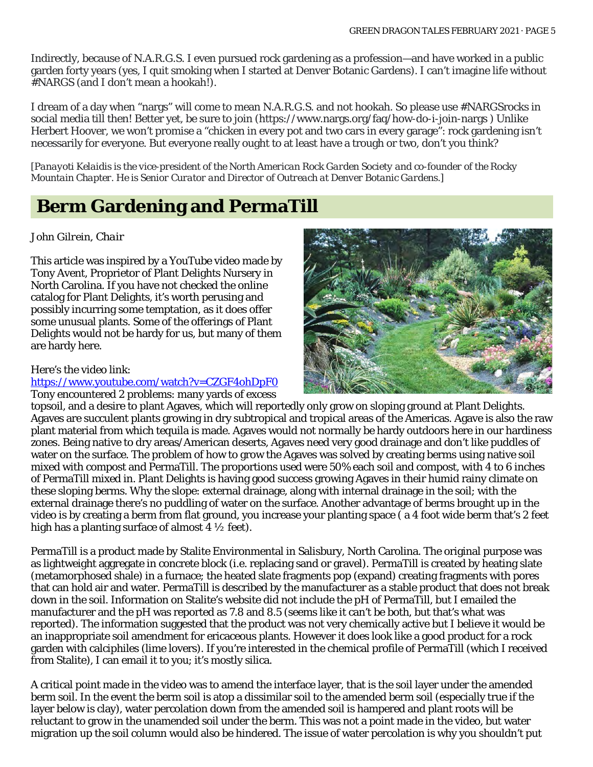Indirectly, because of N.A.R.G.S. I even pursued rock gardening as a profession—and have worked in a public garden forty years (yes, I quit smoking when I started at Denver Botanic Gardens). I can't imagine life without #NARGS (and I don't mean a hookah!).

I dream of a day when "nargs" will come to mean N.A.R.G.S. and not hookah. So please use #NARGSrocks in social media till then! Better yet, be sure to join (https://www.nargs.org/faq/how-do-i-join-nargs ) Unlike Herbert Hoover, we won't promise a "chicken in every pot and two cars in every garage": rock gardening isn't necessarily for everyone. But everyone really ought to at least have a trough or two, don't you think?

*[Panayoti Kelaidis is the vice-president of the North American Rock Garden Society and co-founder of the Rocky Mountain Chapter. He is Senior Curator and Director of Outreach at Denver Botanic Gardens.]*

## Berm Gardening and PermaTill

*John Gilrein, Chair*

This article was inspired by a YouTube video made by Tony Avent, Proprietor of Plant Delights Nursery in North Carolina. If you have not checked the online catalog for Plant Delights, it's worth perusing and possibly incurring some temptation, as it does offer some unusual plants. Some of the offerings of Plant Delights would not be hardy for us, but many of them are hardy here.

Here's the video link:
https://www.youtube.com/watch?v=CZGF4ohDpF0
Tony encountered 2 problems: many yards of excess topsoil, and a desire to plant Agaves, which will reportedly only grow on sloping ground at Plant Delights. Agaves are succulent plants growing in dry subtropical and tropical areas of the Americas. Agave is also the raw plant material from which tequila is made. Agaves would not normally be hardy outdoors here in our hardiness zones. Being native to dry areas/American deserts, Agaves need very good drainage and don't like puddles of water on the surface. The problem of how to grow the Agaves was solved by creating berms using native soil mixed with compost and PermaTill. The proportions used were 50% each soil and compost, with 4 to 6 inches of PermaTill mixed in. Plant Delights is having good success growing Agaves in their humid rainy climate on these sloping berms. Why the slope: external drainage, along with internal drainage in the soil; with the external drainage there's no puddling of water on the surface. Another advantage of berms brought up in the video is by creating a berm from flat ground, you increase your planting space ( a 4 foot wide berm that's 2 feet high has a planting surface of almost 4 ½ feet).

PermaTill is a product made by Stalite Environmental in Salisbury, North Carolina. The original purpose was as lightweight aggregate in concrete block (i.e. replacing sand or gravel). PermaTill is created by heating slate (metamorphosed shale) in a furnace; the heated slate fragments pop (expand) creating fragments with pores that can hold air and water. PermaTill is described by the manufacturer as a stable product that does not break down in the soil. Information on Stalite's website did not include the pH of PermaTill, but I emailed the manufacturer and the pH was reported as 7.8 and 8.5 (seems like it can't be both, but that's what was reported). The information suggested that the product was not very chemically active but I believe it would be an inappropriate soil amendment for ericaceous plants. However it does look like a good product for a rock garden with calciphiles (lime lovers). If you're interested in the chemical profile of PermaTill (which I received from Stalite), I can email it to you; it's mostly silica.

A critical point made in the video was to amend the interface layer, that is the soil layer under the amended berm soil. In the event the berm soil is atop a dissimilar soil to the amended berm soil (especially true if the layer below is clay), water percolation down from the amended soil is hampered and plant roots will be reluctant to grow in the unamended soil under the berm. This was not a point made in the video, but water migration up the soil column would also be hindered. The issue of water percolation is why you shouldn't put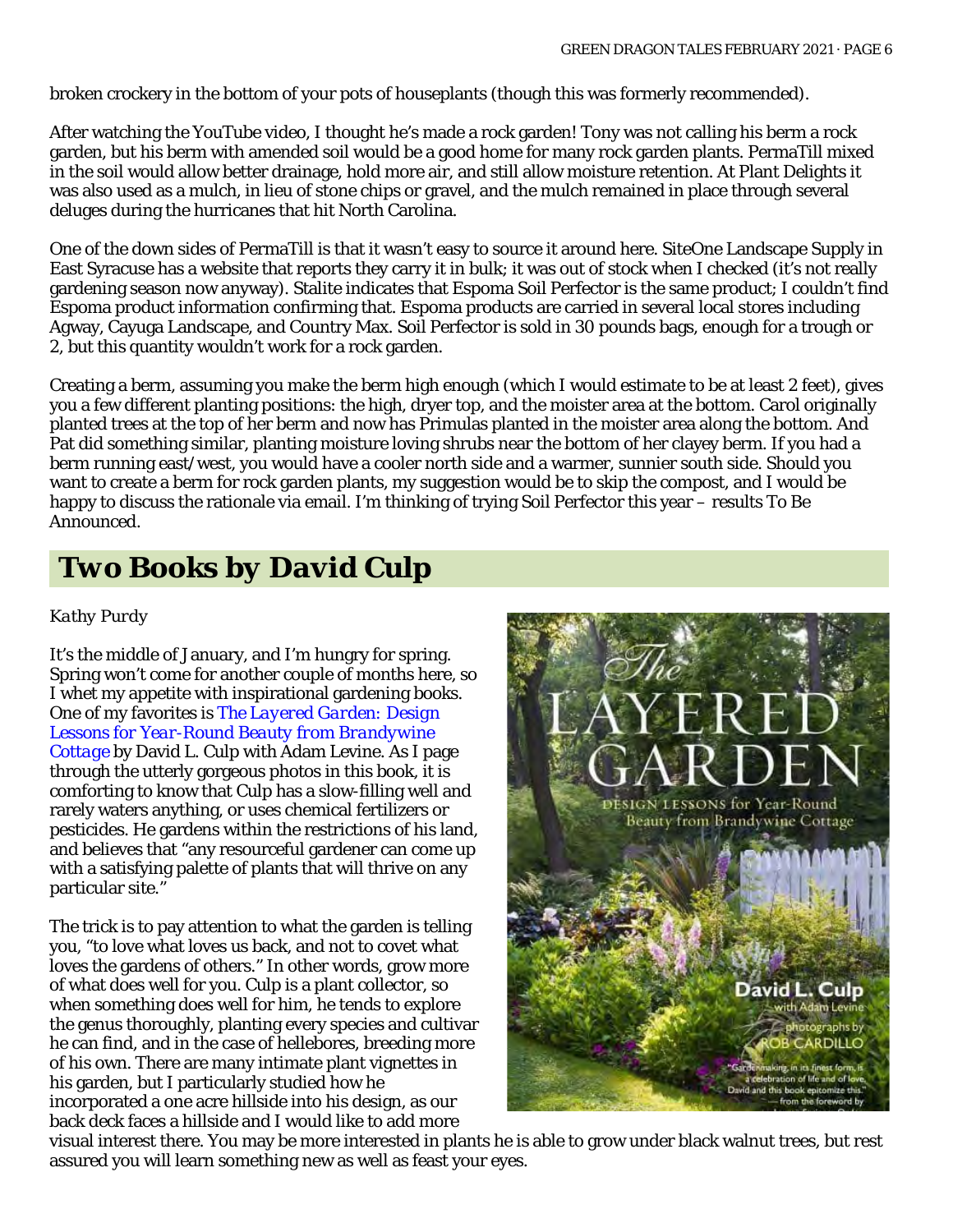broken crockery in the bottom of your pots of houseplants (though this was formerly recommended).

After watching the YouTube video, I thought he's made a rock garden! Tony was not calling his berm a rock garden, but his berm with amended soil would be a good home for many rock garden plants. PermaTill mixed in the soil would allow better drainage, hold more air, and still allow moisture retention. At Plant Delights it was also used as a mulch, in lieu of stone chips or gravel, and the mulch remained in place through several deluges during the hurricanes that hit North Carolina.

One of the down sides of PermaTill is that it wasn't easy to source it around here. SiteOne Landscape Supply in East Syracuse has a website that reports they carry it in bulk; it was out of stock when I checked (it's not really gardening season now anyway). Stalite indicates that Espoma Soil Perfector is the same product; I couldn't find Espoma product information confirming that. Espoma products are carried in several local stores including Agway, Cayuga Landscape, and Country Max. Soil Perfector is sold in 30 pounds bags, enough for a trough or 2, but this quantity wouldn't work for a rock garden.

Creating a berm, assuming you make the berm high enough (which I would estimate to be at least 2 feet), gives you a few different planting positions: the high, dryer top, and the moister area at the bottom. Carol originally planted trees at the top of her berm and now has Primulas planted in the moister area along the bottom. And Pat did something similar, planting moisture loving shrubs near the bottom of her clayey berm. If you had a berm running east/west, you would have a cooler north side and a warmer, sunnier south side. Should you want to create a berm for rock garden plants, my suggestion would be to skip the compost, and I would be happy to discuss the rationale via email. I'm thinking of trying Soil Perfector this year – results To Be Announced.

## Two Books by David Culp

*Kathy Purdy*

It's the middle of January, and I'm hungry for spring. Spring won't come for another couple of months here, so I whet my appetite with inspirational gardening books. One of my favorites is *The Layered Garden: Design Lessons for Year-Round Beauty from Brandywine Cottage* by David L. Culp with Adam Levine. As I page through the utterly gorgeous photos in this book, it is comforting to know that Culp has a slow-filling well and rarely waters anything, or uses chemical fertilizers or pesticides. He gardens within the restrictions of his land, and believes that "any resourceful gardener can come up with a satisfying palette of plants that will thrive on any particular site."

The trick is to pay attention to what the garden is telling you, "to love what loves us back, and not to covet what loves the gardens of others." In other words, grow more of what does well for you. Culp is a plant collector, so when something does well for him, he tends to explore the genus thoroughly, planting every species and cultivar he can find, and in the case of hellebores, breeding more of his own. There are many intimate plant vignettes in his garden, but I particularly studied how he incorporated a one acre hillside into his design, as our back deck faces a hillside and I would like to add more visual interest there. You may be more interested in plants he is able to grow under black walnut trees, but rest assured you will learn something new as well as feast your eyes.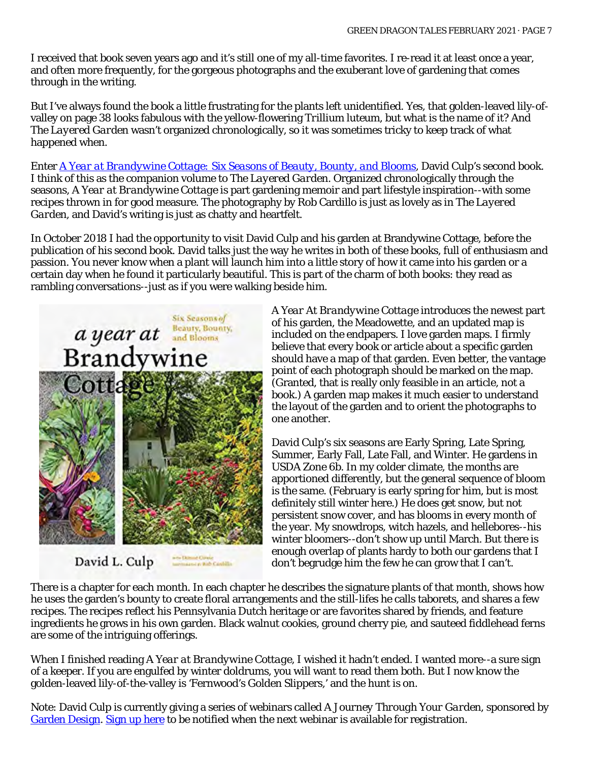I received that book seven years ago and it's still one of my all-time favorites. I re-read it at least once a year, and often more frequently, for the gorgeous photographs and the exuberant love of gardening that comes through in the writing.

But I've always found the book a little frustrating for the plants left unidentified. Yes, that golden-leaved lily-of-valley on page 38 looks fabulous with the yellow-flowering Trillium luteum, but what is the name of it? And *The Layered Garden* wasn't organized chronologically, so it was sometimes tricky to keep track of what happened when.

Enter [*A Year at Brandywine Cottage: Six Seasons of Beauty, Bounty, and Blooms*](), David Culp's second book. I think of this as the companion volume to *The Layered Garden*. Organized chronologically through the seasons, *A Year at Brandywine Cottage* is part gardening memoir and part lifestyle inspiration--with some recipes thrown in for good measure. The photography by Rob Cardillo is just as lovely as in *The Layered Garden*, and David's writing is just as chatty and heartfelt.

In October 2018 I had the opportunity to visit David Culp and his garden at Brandywine Cottage, before the publication of his second book. David talks just the way he writes in both of these books, full of enthusiasm and passion. You never know when a plant will launch him into a little story of how it came into his garden or a certain day when he found it particularly beautiful. This is part of the charm of both books: they read as rambling conversations--just as if you were walking beside him.

*A Year At Brandywine Cottage* introduces the newest part of his garden, the Meadowette, and an updated map is included on the endpapers. I love garden maps. I firmly believe that every book or article about a specific garden should have a map of that garden. Even better, the vantage point of each photograph should be marked on the map. (Granted, that is really only feasible in an article, not a book.) A garden map makes it much easier to understand the layout of the garden and to orient the photographs to one another.

David Culp's six seasons are Early Spring, Late Spring, Summer, Early Fall, Late Fall, and Winter. He gardens in USDA Zone 6b. In my colder climate, the months are apportioned differently, but the general sequence of bloom is the same. (February is early spring for him, but is most definitely still winter here.) He does get snow, but not persistent snow cover, and has blooms in every month of the year. My snowdrops, witch hazels, and hellebores--his winter bloomers--don't show up until March. But there is enough overlap of plants hardy to both our gardens that I don't begrudge him the few he can grow that I can't.

There is a chapter for each month. In each chapter he describes the signature plants of that month, shows how he uses the garden's bounty to create floral arrangements and the still-lifes he calls taborets, and shares a few recipes. The recipes reflect his Pennsylvania Dutch heritage or are favorites shared by friends, and feature ingredients he grows in his own garden. Black walnut cookies, ground cherry pie, and sauteed fiddlehead ferns are some of the intriguing offerings.

When I finished reading *A Year at Brandywine Cottage*, I wished it hadn't ended. I wanted more--a sure sign of a keeper. If you are engulfed by winter doldrums, you will want to read them both. But I now know the golden-leaved lily-of-the-valley is 'Fernwood's Golden Slippers,' and the hunt is on.

Note: David Culp is currently giving a series of webinars called *A Journey Through Your Garden*, sponsored by [Garden Design](). [Sign up here]() to be notified when the next webinar is available for registration.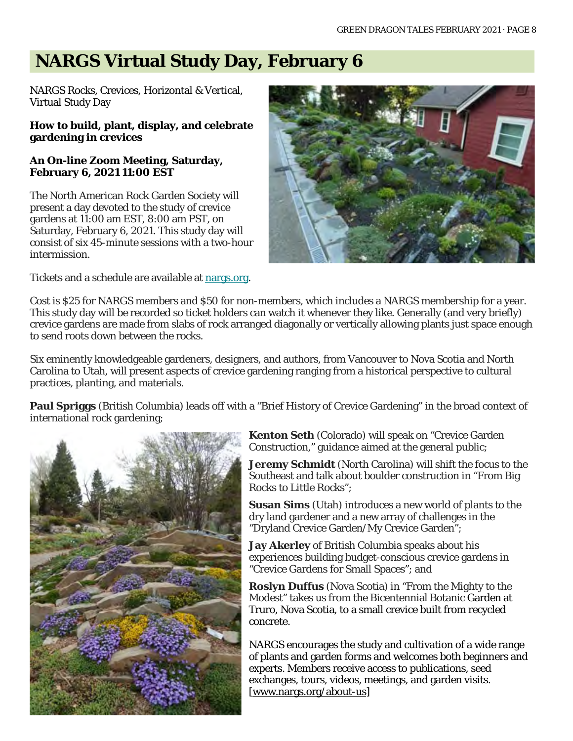# NARGS Virtual Study Day, February 6

NARGS Rocks, Crevices, Horizontal & Vertical, Virtual Study Day

**How to build, plant, display, and celebrate gardening in crevices**

**An On-line Zoom Meeting, Saturday, February 6, 2021 11:00 EST**

The North American Rock Garden Society will present a day devoted to the study of crevice gardens at 11:00 am EST, 8:00 am PST, on Saturday, February 6, 2021. This study day will consist of six 45-minute sessions with a two-hour intermission.

Tickets and a schedule are available at nargs.org.

Cost is $25 for NARGS members and $50 for non-members, which includes a NARGS membership for a year. This study day will be recorded so ticket holders can watch it whenever they like. Generally (and very briefly) crevice gardens are made from slabs of rock arranged diagonally or vertically allowing plants just space enough to send roots down between the rocks.

Six eminently knowledgeable gardeners, designers, and authors, from Vancouver to Nova Scotia and North Carolina to Utah, will present aspects of crevice gardening ranging from a historical perspective to cultural practices, planting, and materials.

**Paul Spriggs** (British Columbia) leads off with a "Brief History of Crevice Gardening" in the broad context of international rock gardening;

**Kenton Seth** (Colorado) will speak on "Crevice Garden Construction," guidance aimed at the general public;

**Jeremy Schmidt** (North Carolina) will shift the focus to the Southeast and talk about boulder construction in "From Big Rocks to Little Rocks";

**Susan Sims** (Utah) introduces a new world of plants to the dry land gardener and a new array of challenges in the "Dryland Crevice Garden/My Crevice Garden";

**Jay Akerley** of British Columbia speaks about his experiences building budget-conscious crevice gardens in "Crevice Gardens for Small Spaces"; and

**Roslyn Duffus** (Nova Scotia) in "From the Mighty to the Modest" takes us from the Bicentennial Botanic Garden at Truro, Nova Scotia, to a small crevice built from recycled concrete.

NARGS encourages the study and cultivation of a wide range of plants and garden forms and welcomes both beginners and experts. Members receive access to publications, seed exchanges, tours, videos, meetings, and garden visits. [www.nargs.org/about-us]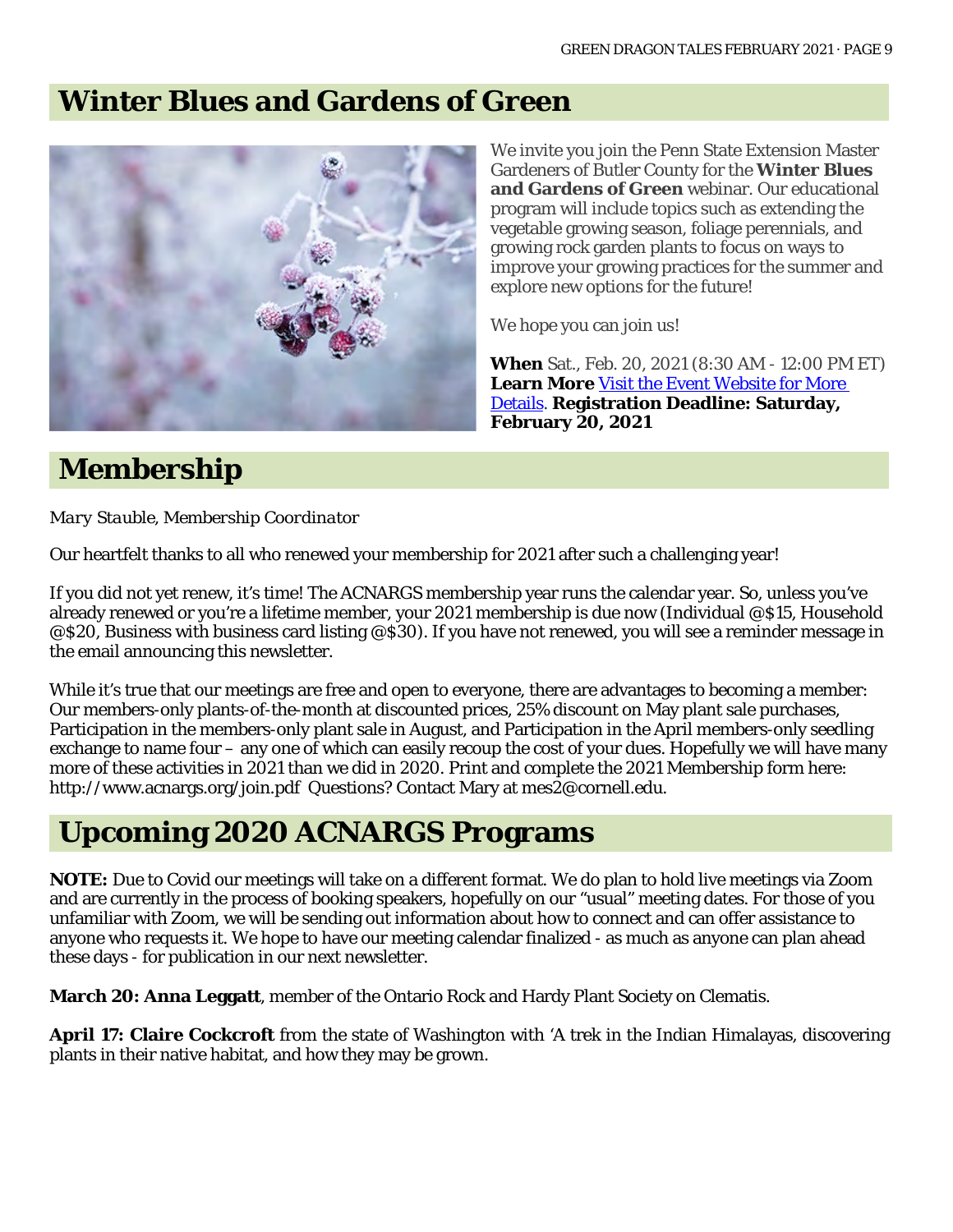# Winter Blues and Gardens of Green

We invite you join the Penn State Extension Master Gardeners of Butler County for the **Winter Blues and Gardens of Green** webinar. Our educational program will include topics such as extending the vegetable growing season, foliage perennials, and growing rock garden plants to focus on ways to improve your growing practices for the summer and explore new options for the future!

We hope you can join us!

**When** Sat., Feb. 20, 2021 (8:30 AM - 12:00 PM ET)
**Learn More** Visit the Event Website for More Details. **Registration Deadline: Saturday, February 20, 2021**

# Membership

*Mary Stauble, Membership Coordinator*

Our heartfelt thanks to all who renewed your membership for 2021 after such a challenging year!

If you did not yet renew, it's time! The ACNARGS membership year runs the calendar year. So, unless you've already renewed or you're a lifetime member, your 2021 membership is due now (Individual @$15, Household @$20, Business with business card listing @$30). If you have not renewed, you will see a reminder message in the email announcing this newsletter.

While it's true that our meetings are free and open to everyone, there are advantages to becoming a member: Our members-only plants-of-the-month at discounted prices, 25% discount on May plant sale purchases, Participation in the members-only plant sale in August, and Participation in the April members-only seedling exchange to name four – any one of which can easily recoup the cost of your dues. Hopefully we will have many more of these activities in 2021 than we did in 2020. Print and complete the 2021 Membership form here: http://www.acnargs.org/join.pdf Questions? Contact Mary at mes2@cornell.edu.

# Upcoming 2020 ACNARGS Programs

**NOTE:** Due to Covid our meetings will take on a different format. We do plan to hold live meetings via Zoom and are currently in the process of booking speakers, hopefully on our "usual" meeting dates. For those of you unfamiliar with Zoom, we will be sending out information about how to connect and can offer assistance to anyone who requests it. We hope to have our meeting calendar finalized - as much as anyone can plan ahead these days - for publication in our next newsletter.

**March 20: Anna Leggatt**, member of the Ontario Rock and Hardy Plant Society on Clematis.

**April 17: Claire Cockcroft** from the state of Washington with 'A trek in the Indian Himalayas, discovering plants in their native habitat, and how they may be grown.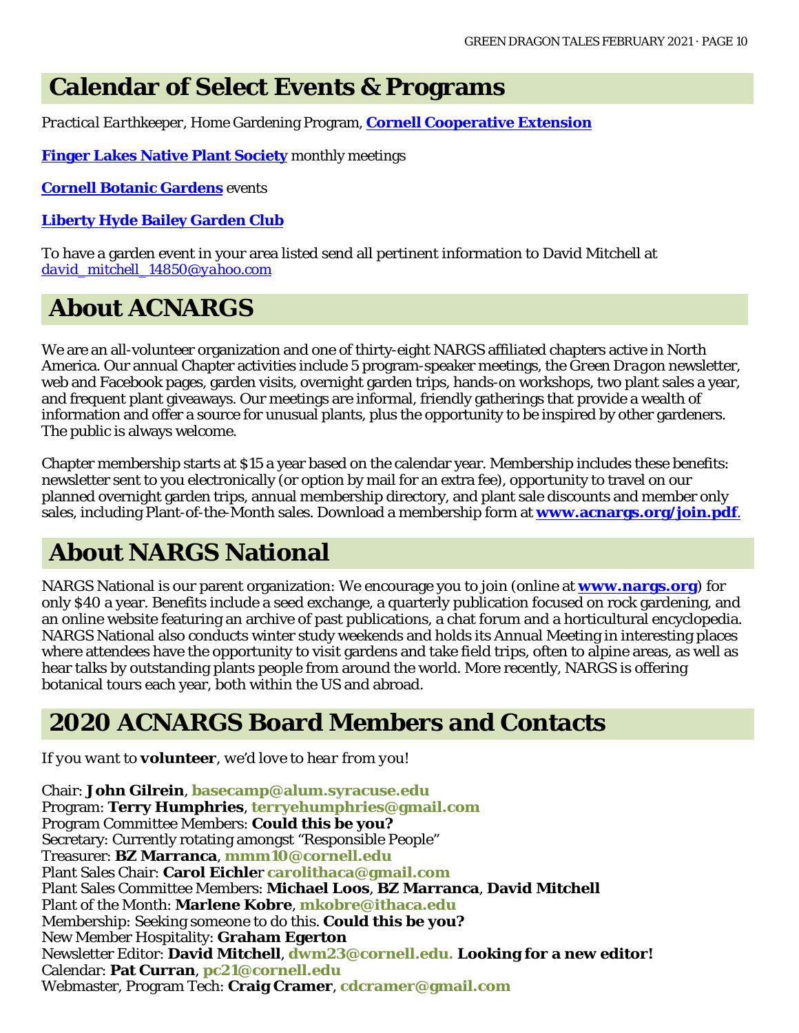## Calendar of Select Events & Programs

*Practical Earthkeeper*, Home Gardening Program, **[Cornell Cooperative Extension]**

**[Finger Lakes Native Plant Society]** monthly meetings

**[Cornell Botanic Gardens]** events

**[Liberty Hyde Bailey Garden Club]**

To have a garden event in your area listed send all pertinent information to David Mitchell at *david_mitchell_14850@yahoo.com*

## About ACNARGS

We are an all-volunteer organization and one of thirty-eight NARGS affiliated chapters active in North America. Our annual Chapter activities include 5 program-speaker meetings, the *Green Dragon* newsletter, web and Facebook pages, garden visits, overnight garden trips, hands-on workshops, two plant sales a year, and frequent plant giveaways. Our meetings are informal, friendly gatherings that provide a wealth of information and offer a source for unusual plants, plus the opportunity to be inspired by other gardeners. The public is always welcome.

Chapter membership starts at $15 a year based on the calendar year. Membership includes these benefits: newsletter sent to you electronically (or option by mail for an extra fee), opportunity to travel on our planned overnight garden trips, annual membership directory, and plant sale discounts and member only sales, including Plant-of-the-Month sales. Download a membership form at **www.acnargs.org/join.pdf**.

## About NARGS National

NARGS National is our parent organization: We encourage you to join (online at **www.nargs.org**) for only $40 a year. Benefits include a seed exchange, a quarterly publication focused on rock gardening, and an online website featuring an archive of past publications, a chat forum and a horticultural encyclopedia. NARGS National also conducts winter study weekends and holds its Annual Meeting in interesting places where attendees have the opportunity to visit gardens and take field trips, often to alpine areas, as well as hear talks by outstanding plants people from around the world. More recently, NARGS is offering botanical tours each year, both within the US and abroad.

## 2020 ACNARGS Board Members and Contacts

*If you want to* **volunteer**, *we'd love to hear from you!*

Chair: **John Gilrein**, **basecamp@alum.syracuse.edu**
Program: **Terry Humphries**, **terryehumphries@gmail.com**
Program Committee Members: **Could this be you?**
Secretary: Currently rotating amongst "Responsible People"
Treasurer: **BZ Marranca**, **mmm10@cornell.edu**
Plant Sales Chair: **Carol Eichler** **carolithaca@gmail.com**
Plant Sales Committee Members: **Michael Loos**, **BZ Marranca**, **David Mitchell**
Plant of the Month: **Marlene Kobre**, **mkobre@ithaca.edu**
Membership: Seeking someone to do this. **Could this be you?**
New Member Hospitality: **Graham Egerton**
Newsletter Editor: **David Mitchell**, **dwm23@cornell.edu. Looking for a new editor!**
Calendar: **Pat Curran**, **pc21@cornell.edu**
Webmaster, Program Tech: **Craig Cramer**, **cdcramer@gmail.com**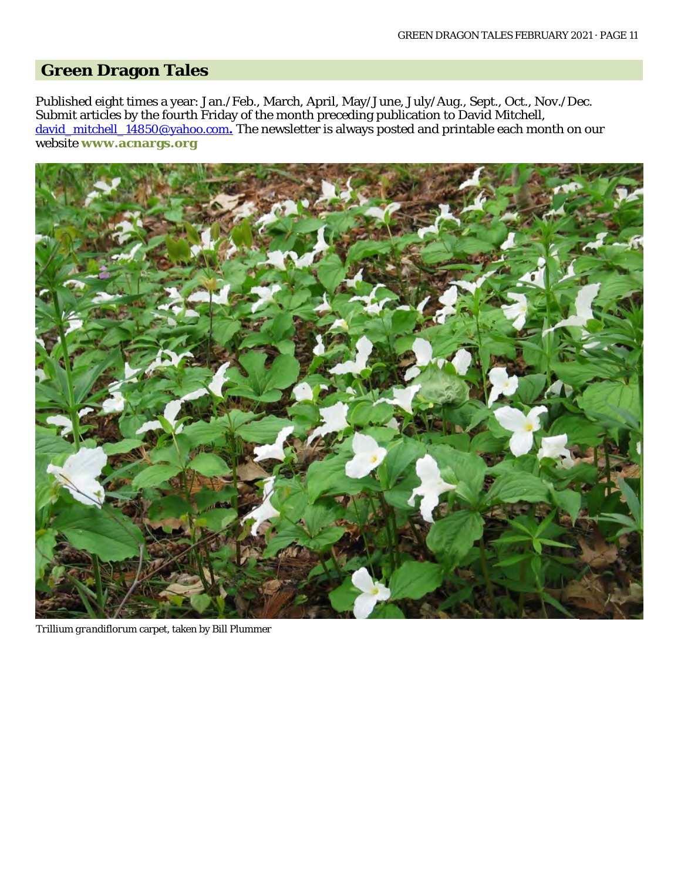## Green Dragon Tales

Published eight times a year: Jan./Feb., March, April, May/June, July/Aug., Sept., Oct., Nov./Dec. Submit articles by the fourth Friday of the month preceding publication to David Mitchell, david_mitchell_14850@yahoo.com**.** The newsletter is always posted and printable each month on our website **www.acnargs.org**

*Trillium grandiflorum* carpet, taken by Bill Plummer